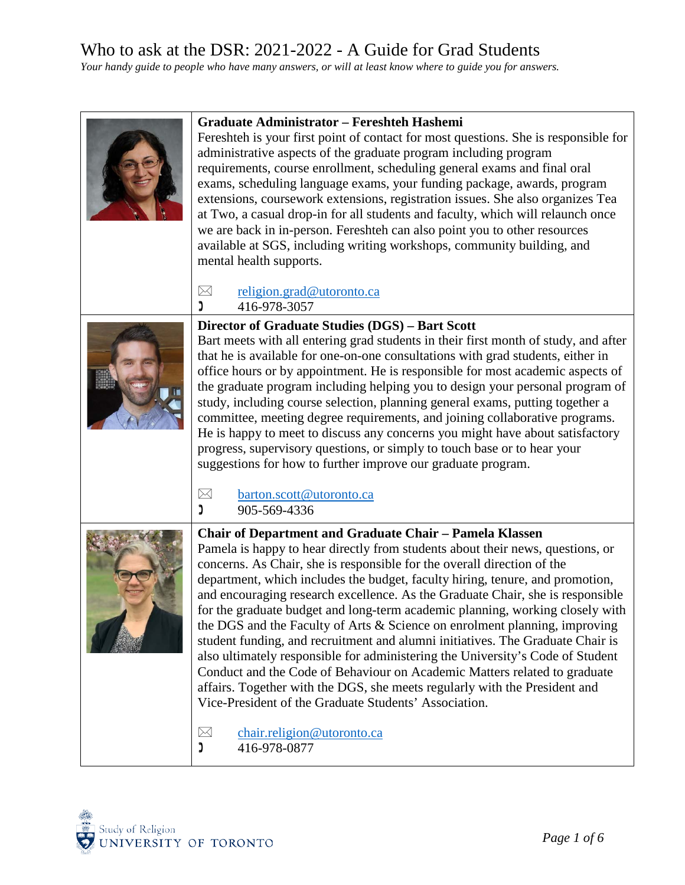# Who to ask at the DSR: 2021-2022 - A Guide for Grad Students

*Your handy guide to people who have many answers, or will at least know where to guide you for answers.*

### Graduate Administrator – Fereshteh Hashemi

Fereshteh is your first point of contact for most questions. She is responsible for administrative aspects of the graduate program including program requirements, course enrollment, scheduling general exams and final oral exams, scheduling language exams, your funding package, awards, program extensions, coursework extensions, registration issues. She also organizes Tea at Two, a casual drop-in for all students and faculty, which will relaunch once we are back in in-person. Fereshteh can also point you to other resources available at SGS, including writing workshops, community building, and mental health supports.

✉ religion.grad@utoronto.ca
☎ 416-978-3057

### Director of Graduate Studies (DGS) – Bart Scott

Bart meets with all entering grad students in their first month of study, and after that he is available for one-on-one consultations with grad students, either in office hours or by appointment. He is responsible for most academic aspects of the graduate program including helping you to design your personal program of study, including course selection, planning general exams, putting together a committee, meeting degree requirements, and joining collaborative programs. He is happy to meet to discuss any concerns you might have about satisfactory progress, supervisory questions, or simply to touch base or to hear your suggestions for how to further improve our graduate program.

✉ barton.scott@utoronto.ca
☎ 905-569-4336

### Chair of Department and Graduate Chair – Pamela Klassen

Pamela is happy to hear directly from students about their news, questions, or concerns. As Chair, she is responsible for the overall direction of the department, which includes the budget, faculty hiring, tenure, and promotion, and encouraging research excellence. As the Graduate Chair, she is responsible for the graduate budget and long-term academic planning, working closely with the DGS and the Faculty of Arts & Science on enrolment planning, improving student funding, and recruitment and alumni initiatives. The Graduate Chair is also ultimately responsible for administering the University's Code of Student Conduct and the Code of Behaviour on Academic Matters related to graduate affairs. Together with the DGS, she meets regularly with the President and Vice-President of the Graduate Students' Association.

✉ chair.religion@utoronto.ca
☎ 416-978-0877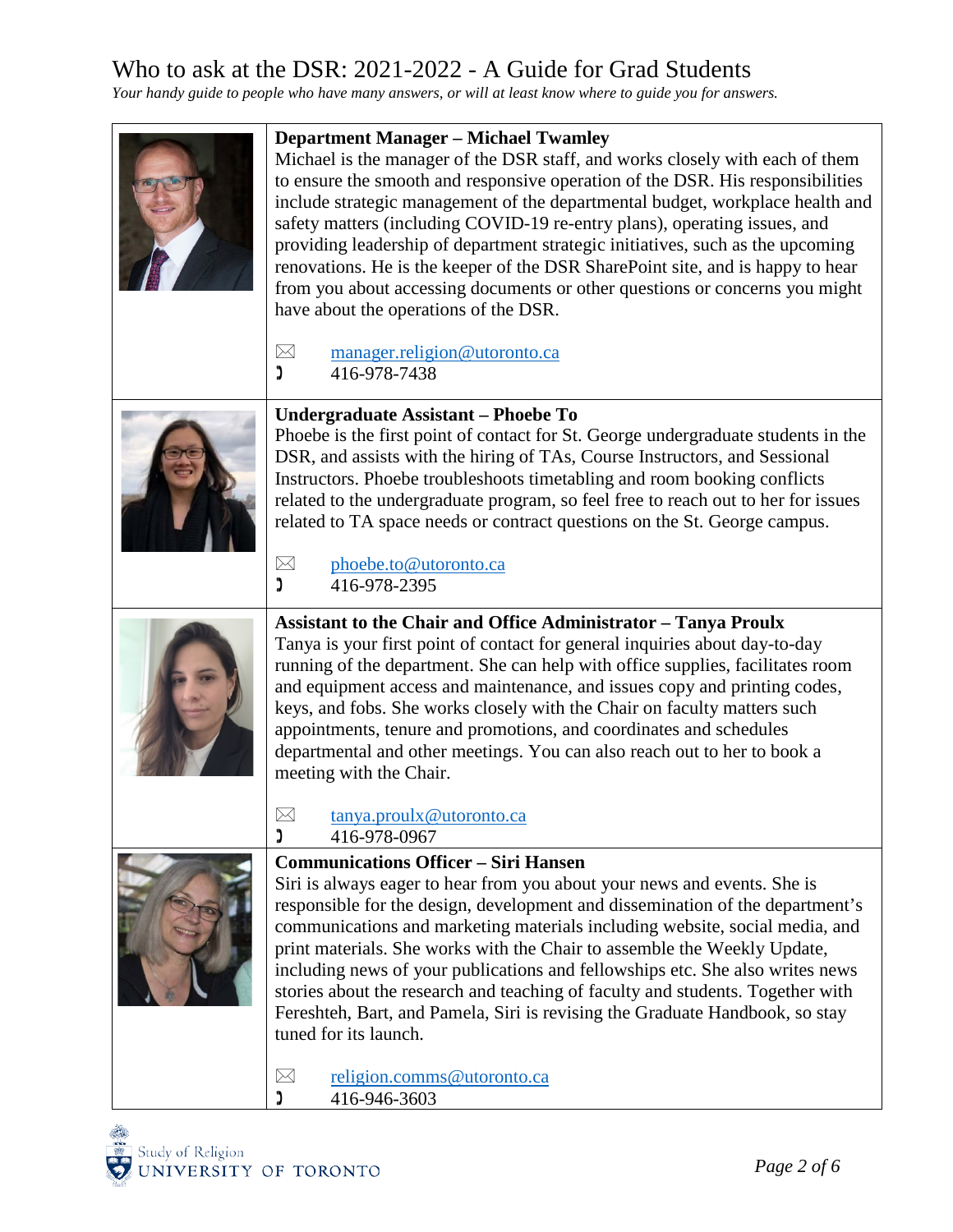# Who to ask at the DSR: 2021-2022 - A Guide for Grad Students

*Your handy guide to people who have many answers, or will at least know where to guide you for answers.*

**Department Manager – Michael Twamley**

Michael is the manager of the DSR staff, and works closely with each of them to ensure the smooth and responsive operation of the DSR. His responsibilities include strategic management of the departmental budget, workplace health and safety matters (including COVID-19 re-entry plans), operating issues, and providing leadership of department strategic initiatives, such as the upcoming renovations. He is the keeper of the DSR SharePoint site, and is happy to hear from you about accessing documents or other questions or concerns you might have about the operations of the DSR.

✉ manager.religion@utoronto.ca
☎ 416-978-7438

**Undergraduate Assistant – Phoebe To**

Phoebe is the first point of contact for St. George undergraduate students in the DSR, and assists with the hiring of TAs, Course Instructors, and Sessional Instructors. Phoebe troubleshoots timetabling and room booking conflicts related to the undergraduate program, so feel free to reach out to her for issues related to TA space needs or contract questions on the St. George campus.

✉ phoebe.to@utoronto.ca
☎ 416-978-2395

**Assistant to the Chair and Office Administrator – Tanya Proulx**

Tanya is your first point of contact for general inquiries about day-to-day running of the department. She can help with office supplies, facilitates room and equipment access and maintenance, and issues copy and printing codes, keys, and fobs. She works closely with the Chair on faculty matters such appointments, tenure and promotions, and coordinates and schedules departmental and other meetings. You can also reach out to her to book a meeting with the Chair.

✉ tanya.proulx@utoronto.ca
☎ 416-978-0967

**Communications Officer – Siri Hansen**

Siri is always eager to hear from you about your news and events. She is responsible for the design, development and dissemination of the department's communications and marketing materials including website, social media, and print materials. She works with the Chair to assemble the Weekly Update, including news of your publications and fellowships etc. She also writes news stories about the research and teaching of faculty and students. Together with Fereshteh, Bart, and Pamela, Siri is revising the Graduate Handbook, so stay tuned for its launch.

✉ religion.comms@utoronto.ca
☎ 416-946-3603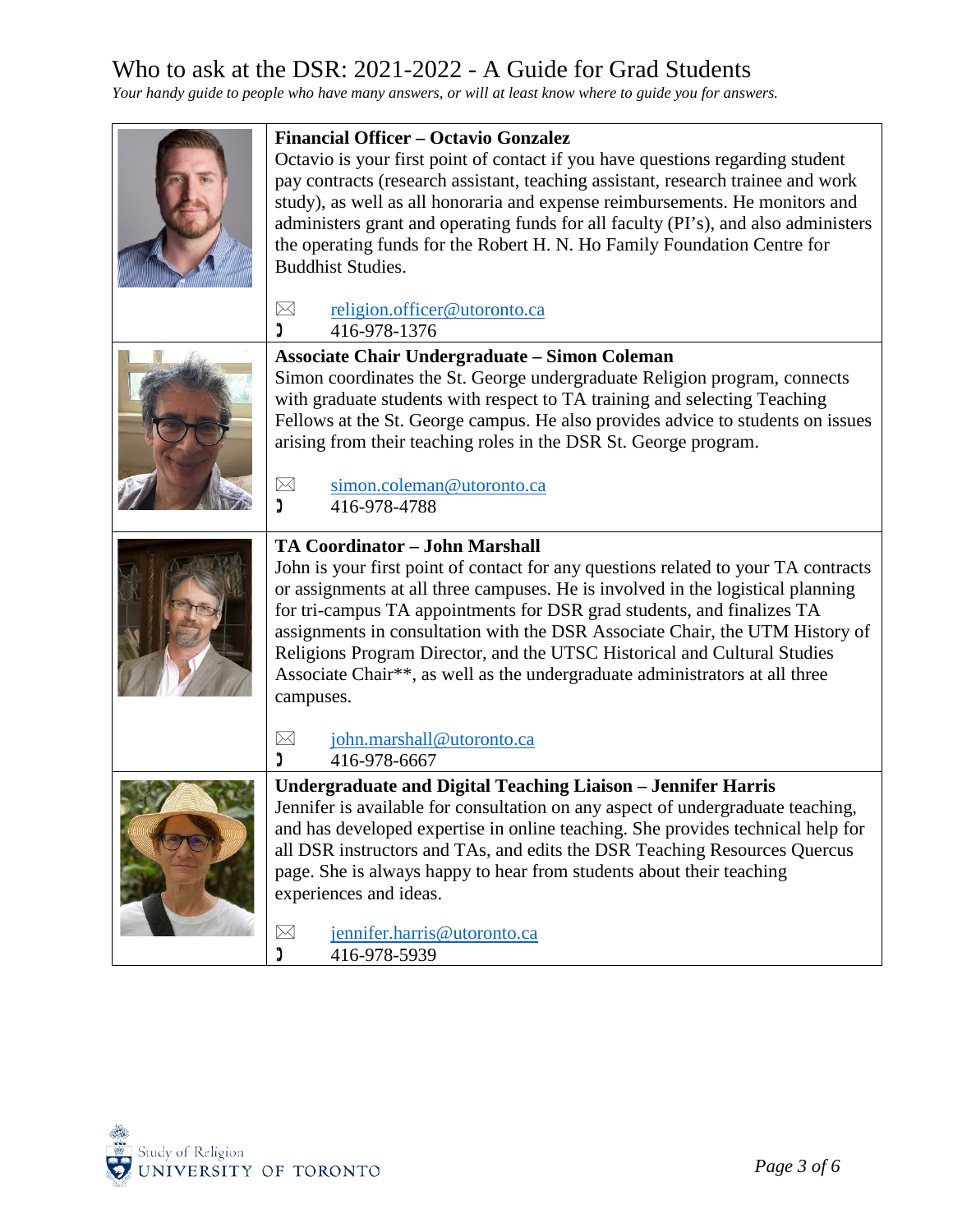# Who to ask at the DSR: 2021-2022 - A Guide for Grad Students

*Your handy guide to people who have many answers, or will at least know where to guide you for answers.*

**Financial Officer – Octavio Gonzalez**

Octavio is your first point of contact if you have questions regarding student pay contracts (research assistant, teaching assistant, research trainee and work study), as well as all honoraria and expense reimbursements. He monitors and administers grant and operating funds for all faculty (PI's), and also administers the operating funds for the Robert H. N. Ho Family Foundation Centre for Buddhist Studies.

✉ religion.officer@utoronto.ca
☎ 416-978-1376

**Associate Chair Undergraduate – Simon Coleman**

Simon coordinates the St. George undergraduate Religion program, connects with graduate students with respect to TA training and selecting Teaching Fellows at the St. George campus. He also provides advice to students on issues arising from their teaching roles in the DSR St. George program.

✉ simon.coleman@utoronto.ca
☎ 416-978-4788

**TA Coordinator – John Marshall**

John is your first point of contact for any questions related to your TA contracts or assignments at all three campuses. He is involved in the logistical planning for tri-campus TA appointments for DSR grad students, and finalizes TA assignments in consultation with the DSR Associate Chair, the UTM History of Religions Program Director, and the UTSC Historical and Cultural Studies Associate Chair**, as well as the undergraduate administrators at all three campuses.

✉ john.marshall@utoronto.ca
☎ 416-978-6667

**Undergraduate and Digital Teaching Liaison – Jennifer Harris**

Jennifer is available for consultation on any aspect of undergraduate teaching, and has developed expertise in online teaching. She provides technical help for all DSR instructors and TAs, and edits the DSR Teaching Resources Quercus page. She is always happy to hear from students about their teaching experiences and ideas.

✉ jennifer.harris@utoronto.ca
☎ 416-978-5939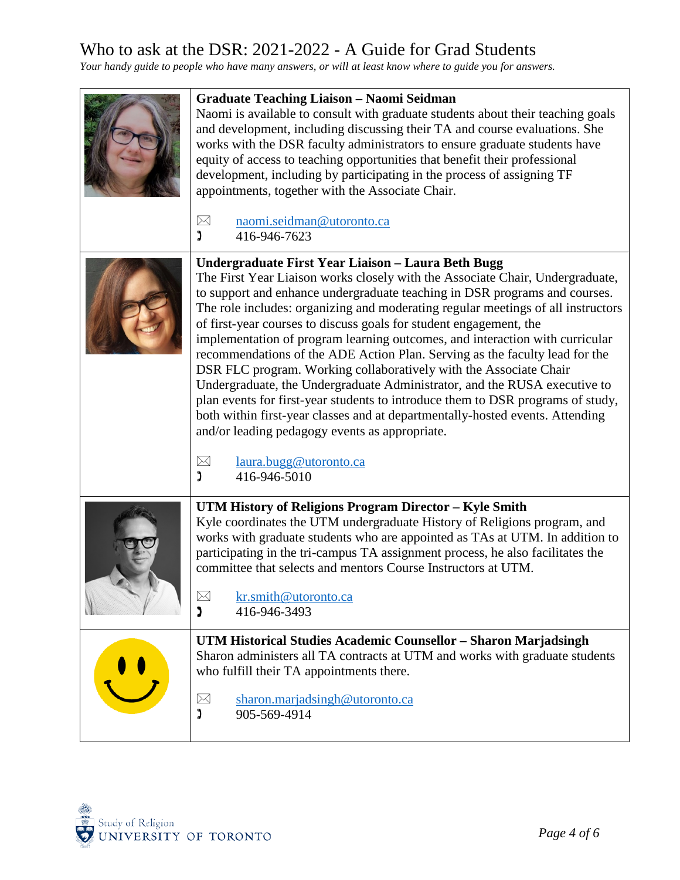# Who to ask at the DSR: 2021-2022 - A Guide for Grad Students

*Your handy guide to people who have many answers, or will at least know where to guide you for answers.*

**Graduate Teaching Liaison – Naomi Seidman**

Naomi is available to consult with graduate students about their teaching goals and development, including discussing their TA and course evaluations. She works with the DSR faculty administrators to ensure graduate students have equity of access to teaching opportunities that benefit their professional development, including by participating in the process of assigning TF appointments, together with the Associate Chair.

✉ naomi.seidman@utoronto.ca
☎ 416-946-7623

**Undergraduate First Year Liaison – Laura Beth Bugg**

The First Year Liaison works closely with the Associate Chair, Undergraduate, to support and enhance undergraduate teaching in DSR programs and courses. The role includes: organizing and moderating regular meetings of all instructors of first-year courses to discuss goals for student engagement, the implementation of program learning outcomes, and interaction with curricular recommendations of the ADE Action Plan. Serving as the faculty lead for the DSR FLC program. Working collaboratively with the Associate Chair Undergraduate, the Undergraduate Administrator, and the RUSA executive to plan events for first-year students to introduce them to DSR programs of study, both within first-year classes and at departmentally-hosted events. Attending and/or leading pedagogy events as appropriate.

✉ laura.bugg@utoronto.ca
☎ 416-946-5010

**UTM History of Religions Program Director – Kyle Smith**

Kyle coordinates the UTM undergraduate History of Religions program, and works with graduate students who are appointed as TAs at UTM. In addition to participating in the tri-campus TA assignment process, he also facilitates the committee that selects and mentors Course Instructors at UTM.

✉ kr.smith@utoronto.ca
☎ 416-946-3493

**UTM Historical Studies Academic Counsellor – Sharon Marjadsingh**

Sharon administers all TA contracts at UTM and works with graduate students who fulfill their TA appointments there.

✉ sharon.marjadsingh@utoronto.ca
☎ 905-569-4914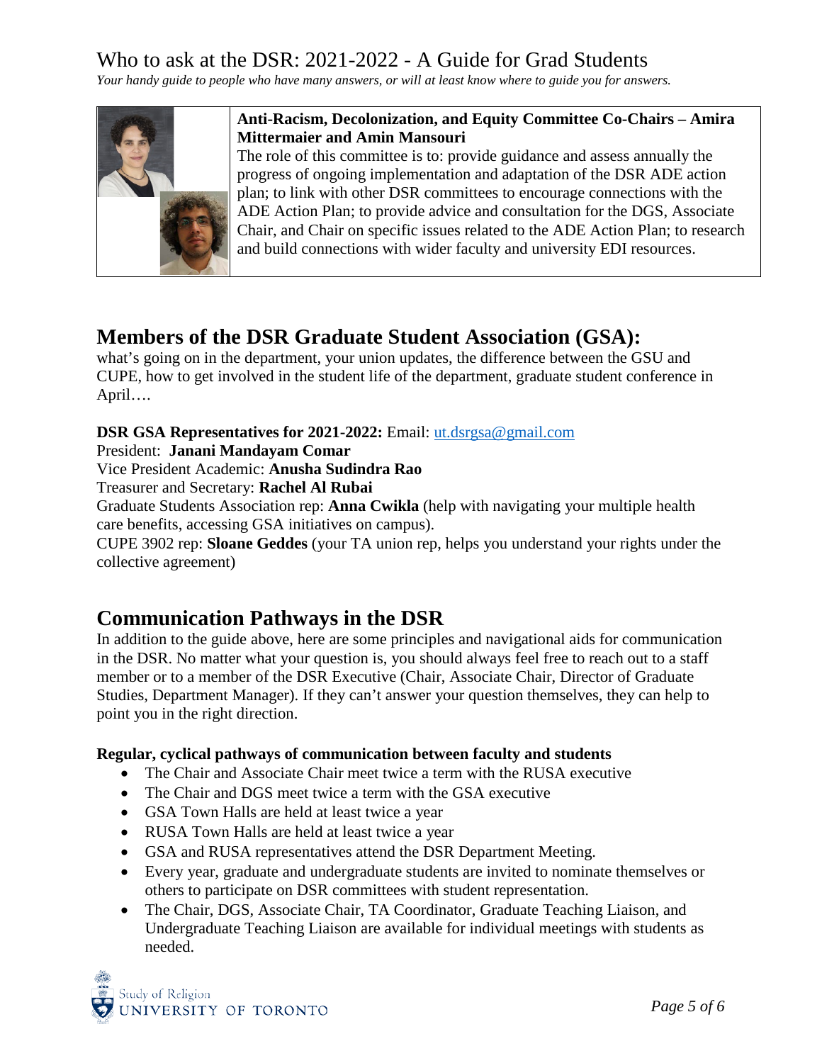Who to ask at the DSR: 2021-2022 - A Guide for Grad Students

*Your handy guide to people who have many answers, or will at least know where to guide you for answers.*

**Anti-Racism, Decolonization, and Equity Committee Co-Chairs – Amira Mittermaier and Amin Mansouri**

The role of this committee is to: provide guidance and assess annually the progress of ongoing implementation and adaptation of the DSR ADE action plan; to link with other DSR committees to encourage connections with the ADE Action Plan; to provide advice and consultation for the DGS, Associate Chair, and Chair on specific issues related to the ADE Action Plan; to research and build connections with wider faculty and university EDI resources.

## Members of the DSR Graduate Student Association (GSA):

what's going on in the department, your union updates, the difference between the GSU and CUPE, how to get involved in the student life of the department, graduate student conference in April….

**DSR GSA Representatives for 2021-2022:** Email: ut.dsrgsa@gmail.com

President: **Janani Mandayam Comar**

Vice President Academic: **Anusha Sudindra Rao**

Treasurer and Secretary: **Rachel Al Rubai**

Graduate Students Association rep: **Anna Cwikla** (help with navigating your multiple health care benefits, accessing GSA initiatives on campus).

CUPE 3902 rep: **Sloane Geddes** (your TA union rep, helps you understand your rights under the collective agreement)

## Communication Pathways in the DSR

In addition to the guide above, here are some principles and navigational aids for communication in the DSR. No matter what your question is, you should always feel free to reach out to a staff member or to a member of the DSR Executive (Chair, Associate Chair, Director of Graduate Studies, Department Manager). If they can't answer your question themselves, they can help to point you in the right direction.

**Regular, cyclical pathways of communication between faculty and students**

- The Chair and Associate Chair meet twice a term with the RUSA executive
- The Chair and DGS meet twice a term with the GSA executive
- GSA Town Halls are held at least twice a year
- RUSA Town Halls are held at least twice a year
- GSA and RUSA representatives attend the DSR Department Meeting.
- Every year, graduate and undergraduate students are invited to nominate themselves or others to participate on DSR committees with student representation.
- The Chair, DGS, Associate Chair, TA Coordinator, Graduate Teaching Liaison, and Undergraduate Teaching Liaison are available for individual meetings with students as needed.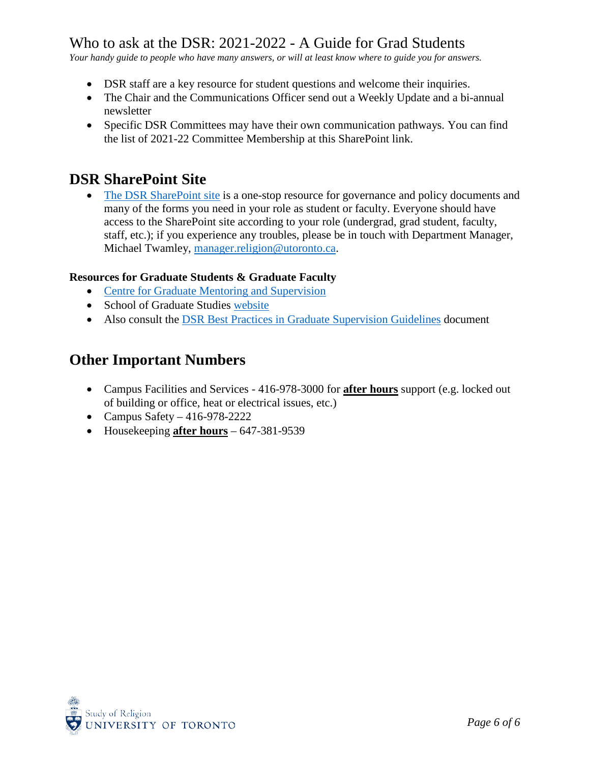# Who to ask at the DSR: 2021-2022 - A Guide for Grad Students

*Your handy guide to people who have many answers, or will at least know where to guide you for answers.*

- DSR staff are a key resource for student questions and welcome their inquiries.
- The Chair and the Communications Officer send out a Weekly Update and a bi-annual newsletter
- Specific DSR Committees may have their own communication pathways. You can find the list of 2021-22 Committee Membership at this SharePoint link.

## DSR SharePoint Site

- The DSR SharePoint site is a one-stop resource for governance and policy documents and many of the forms you need in your role as student or faculty. Everyone should have access to the SharePoint site according to your role (undergrad, grad student, faculty, staff, etc.); if you experience any troubles, please be in touch with Department Manager, Michael Twamley, manager.religion@utoronto.ca.

### Resources for Graduate Students & Graduate Faculty

- Centre for Graduate Mentoring and Supervision
- School of Graduate Studies website
- Also consult the DSR Best Practices in Graduate Supervision Guidelines document

## Other Important Numbers

- Campus Facilities and Services - 416-978-3000 for **after hours** support (e.g. locked out of building or office, heat or electrical issues, etc.)
- Campus Safety – 416-978-2222
- Housekeeping **after hours** – 647-381-9539

Study of Religion
UNIVERSITY OF TORONTO